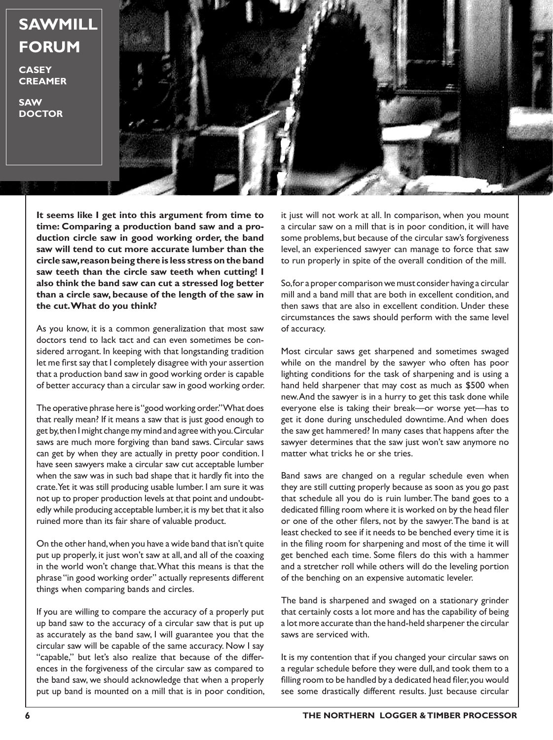# SAWMILL FORUM

**CASEY CREAMER**

**SAW DOCTOR**

**It seems like I get into this argument from time to time: Comparing a production band saw and a production circle saw in good working order, the band saw will tend to cut more accurate lumber than the circle saw, reason being there is less stress on the band saw teeth than the circle saw teeth when cutting! I also think the band saw can cut a stressed log better than a circle saw, because of the length of the saw in the cut. What do you think?**

As you know, it is a common generalization that most saw doctors tend to lack tact and can even sometimes be considered arrogant. In keeping with that longstanding tradition let me first say that I completely disagree with your assertion that a production band saw in good working order is capable of better accuracy than a circular saw in good working order.

The operative phrase here is "good working order." What does that really mean? If it means a saw that is just good enough to get by, then I might change my mind and agree with you. Circular saws are much more forgiving than band saws. Circular saws can get by when they are actually in pretty poor condition. I have seen sawyers make a circular saw cut acceptable lumber when the saw was in such bad shape that it hardly fit into the crate. Yet it was still producing usable lumber. I am sure it was not up to proper production levels at that point and undoubtedly while producing acceptable lumber, it is my bet that it also ruined more than its fair share of valuable product.

On the other hand, when you have a wide band that isn't quite put up properly, it just won't saw at all, and all of the coaxing in the world won't change that. What this means is that the phrase "in good working order" actually represents different things when comparing bands and circles.

If you are willing to compare the accuracy of a properly put up band saw to the accuracy of a circular saw that is put up as accurately as the band saw, I will guarantee you that the circular saw will be capable of the same accuracy. Now I say "capable," but let's also realize that because of the differences in the forgiveness of the circular saw as compared to the band saw, we should acknowledge that when a properly put up band is mounted on a mill that is in poor condition, it just will not work at all. In comparison, when you mount a circular saw on a mill that is in poor condition, it will have some problems, but because of the circular saw's forgiveness level, an experienced sawyer can manage to force that saw to run properly in spite of the overall condition of the mill.

So, for a proper comparison we must consider having a circular mill and a band mill that are both in excellent condition, and then saws that are also in excellent condition. Under these circumstances the saws should perform with the same level of accuracy.

Most circular saws get sharpened and sometimes swaged while on the mandrel by the sawyer who often has poor lighting conditions for the task of sharpening and is using a hand held sharpener that may cost as much as $500 when new. And the sawyer is in a hurry to get this task done while everyone else is taking their break—or worse yet—has to get it done during unscheduled downtime. And when does the saw get hammered? In many cases that happens after the sawyer determines that the saw just won't saw anymore no matter what tricks he or she tries.

Band saws are changed on a regular schedule even when they are still cutting properly because as soon as you go past that schedule all you do is ruin lumber. The band goes to a dedicated filling room where it is worked on by the head filer or one of the other filers, not by the sawyer. The band is at least checked to see if it needs to be benched every time it is in the filing room for sharpening and most of the time it will get benched each time. Some filers do this with a hammer and a stretcher roll while others will do the leveling portion of the benching on an expensive automatic leveler.

The band is sharpened and swaged on a stationary grinder that certainly costs a lot more and has the capability of being a lot more accurate than the hand-held sharpener the circular saws are serviced with.

It is my contention that if you changed your circular saws on a regular schedule before they were dull, and took them to a filling room to be handled by a dedicated head filer, you would see some drastically different results. Just because circular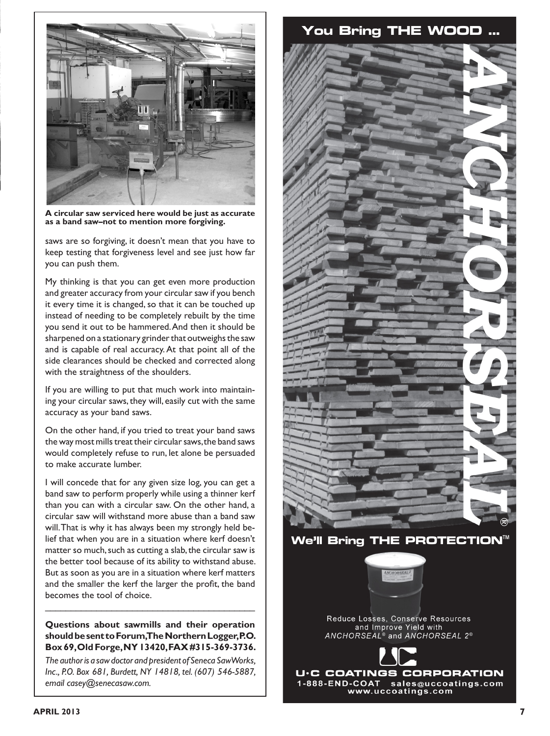A circular saw serviced here would be just as accurate as a band saw–not to mention more forgiving.

saws are so forgiving, it doesn't mean that you have to keep testing that forgiveness level and see just how far you can push them.

My thinking is that you can get even more production and greater accuracy from your circular saw if you bench it every time it is changed, so that it can be touched up instead of needing to be completely rebuilt by the time you send it out to be hammered. And then it should be sharpened on a stationary grinder that outweighs the saw and is capable of real accuracy. At that point all of the side clearances should be checked and corrected along with the straightness of the shoulders.

If you are willing to put that much work into maintaining your circular saws, they will, easily cut with the same accuracy as your band saws.

On the other hand, if you tried to treat your band saws the way most mills treat their circular saws, the band saws would completely refuse to run, let alone be persuaded to make accurate lumber.

I will concede that for any given size log, you can get a band saw to perform properly while using a thinner kerf than you can with a circular saw. On the other hand, a circular saw will withstand more abuse than a band saw will. That is why it has always been my strongly held belief that when you are in a situation where kerf doesn't matter so much, such as cutting a slab, the circular saw is the better tool because of its ability to withstand abuse. But as soon as you are in a situation where kerf matters and the smaller the kerf the larger the profit, the band becomes the tool of choice.

---

**Questions about sawmills and their operation should be sent to Forum, The Northern Logger, P.O. Box 69, Old Forge, NY 13420, FAX #315-369-3736.**

*The author is a saw doctor and president of Seneca SawWorks, Inc., P.O. Box 681, Burdett, NY 14818, tel. (607) 546-5887, email casey@senecasaw.com.*

You Bring THE WOOD ...

ANCHORSEAL®

We'll Bring THE PROTECTION™

Reduce Losses, Conserve Resources and Improve Yield with *ANCHORSEAL®* and *ANCHORSEAL 2®*

U·C COATINGS CORPORATION
1-888-END-COAT sales@uccoatings.com
www.uccoatings.com